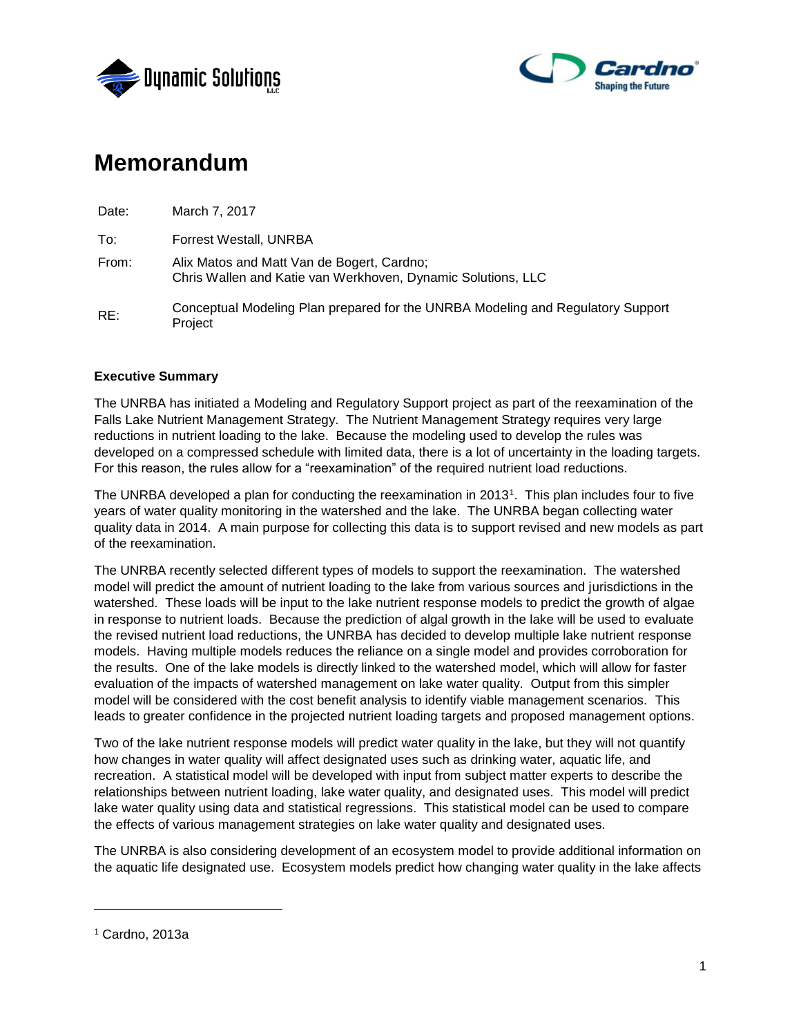# Memorandum

| | |
|---|---|
| Date: | March 7, 2017 |
| To: | Forrest Westall, UNRBA |
| From: | Alix Matos and Matt Van de Bogert, Cardno; Chris Wallen and Katie van Werkhoven, Dynamic Solutions, LLC |
| RE: | Conceptual Modeling Plan prepared for the UNRBA Modeling and Regulatory Support Project |

**Executive Summary**

The UNRBA has initiated a Modeling and Regulatory Support project as part of the reexamination of the Falls Lake Nutrient Management Strategy. The Nutrient Management Strategy requires very large reductions in nutrient loading to the lake. Because the modeling used to develop the rules was developed on a compressed schedule with limited data, there is a lot of uncertainty in the loading targets. For this reason, the rules allow for a "reexamination" of the required nutrient load reductions.

The UNRBA developed a plan for conducting the reexamination in 2013[1]. This plan includes four to five years of water quality monitoring in the watershed and the lake. The UNRBA began collecting water quality data in 2014. A main purpose for collecting this data is to support revised and new models as part of the reexamination.

The UNRBA recently selected different types of models to support the reexamination. The watershed model will predict the amount of nutrient loading to the lake from various sources and jurisdictions in the watershed. These loads will be input to the lake nutrient response models to predict the growth of algae in response to nutrient loads. Because the prediction of algal growth in the lake will be used to evaluate the revised nutrient load reductions, the UNRBA has decided to develop multiple lake nutrient response models. Having multiple models reduces the reliance on a single model and provides corroboration for the results. One of the lake models is directly linked to the watershed model, which will allow for faster evaluation of the impacts of watershed management on lake water quality. Output from this simpler model will be considered with the cost benefit analysis to identify viable management scenarios. This leads to greater confidence in the projected nutrient loading targets and proposed management options.

Two of the lake nutrient response models will predict water quality in the lake, but they will not quantify how changes in water quality will affect designated uses such as drinking water, aquatic life, and recreation. A statistical model will be developed with input from subject matter experts to describe the relationships between nutrient loading, lake water quality, and designated uses. This model will predict lake water quality using data and statistical regressions. This statistical model can be used to compare the effects of various management strategies on lake water quality and designated uses.

The UNRBA is also considering development of an ecosystem model to provide additional information on the aquatic life designated use. Ecosystem models predict how changing water quality in the lake affects

---

[1] Cardno, 2013a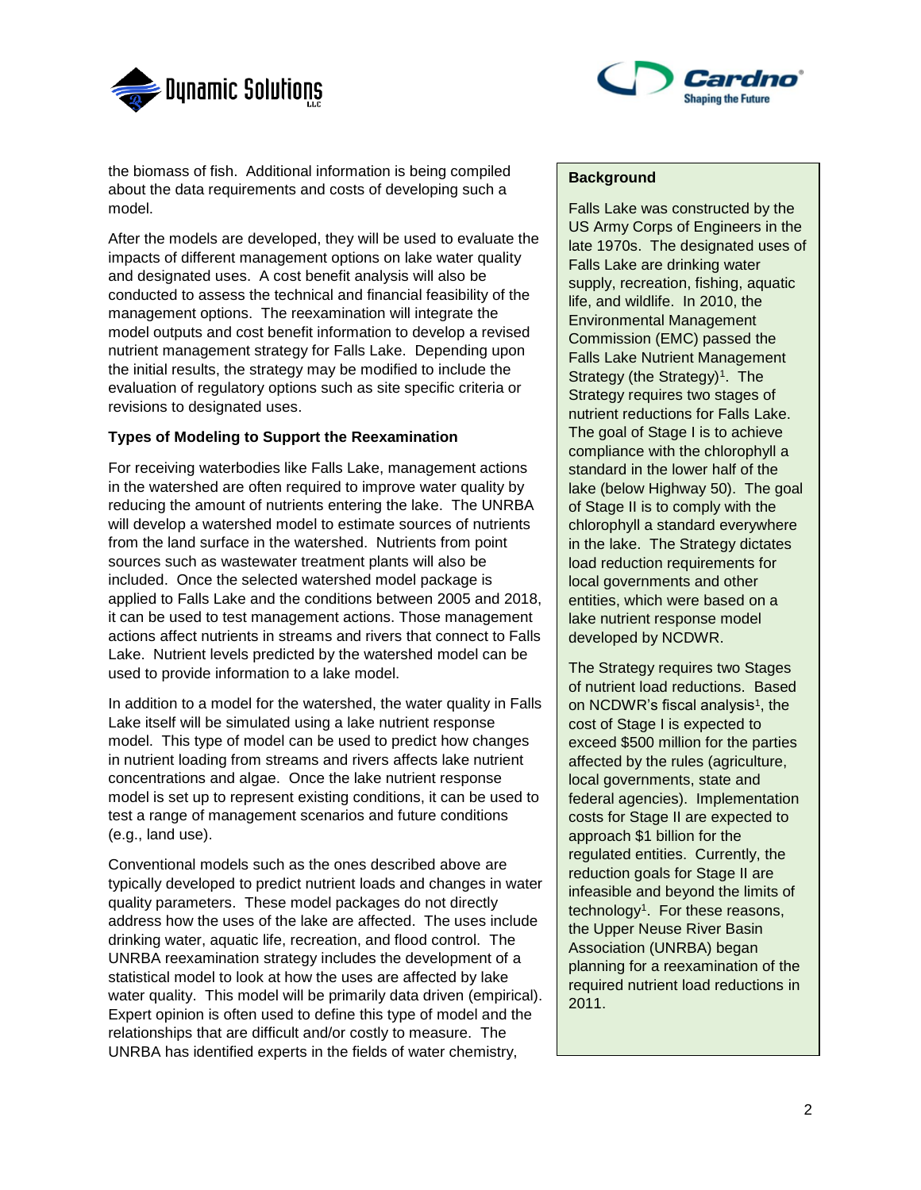the biomass of fish. Additional information is being compiled about the data requirements and costs of developing such a model.

After the models are developed, they will be used to evaluate the impacts of different management options on lake water quality and designated uses. A cost benefit analysis will also be conducted to assess the technical and financial feasibility of the management options. The reexamination will integrate the model outputs and cost benefit information to develop a revised nutrient management strategy for Falls Lake. Depending upon the initial results, the strategy may be modified to include the evaluation of regulatory options such as site specific criteria or revisions to designated uses.

**Types of Modeling to Support the Reexamination**

For receiving waterbodies like Falls Lake, management actions in the watershed are often required to improve water quality by reducing the amount of nutrients entering the lake. The UNRBA will develop a watershed model to estimate sources of nutrients from the land surface in the watershed. Nutrients from point sources such as wastewater treatment plants will also be included. Once the selected watershed model package is applied to Falls Lake and the conditions between 2005 and 2018, it can be used to test management actions. Those management actions affect nutrients in streams and rivers that connect to Falls Lake. Nutrient levels predicted by the watershed model can be used to provide information to a lake model.

In addition to a model for the watershed, the water quality in Falls Lake itself will be simulated using a lake nutrient response model. This type of model can be used to predict how changes in nutrient loading from streams and rivers affects lake nutrient concentrations and algae. Once the lake nutrient response model is set up to represent existing conditions, it can be used to test a range of management scenarios and future conditions (e.g., land use).

Conventional models such as the ones described above are typically developed to predict nutrient loads and changes in water quality parameters. These model packages do not directly address how the uses of the lake are affected. The uses include drinking water, aquatic life, recreation, and flood control. The UNRBA reexamination strategy includes the development of a statistical model to look at how the uses are affected by lake water quality. This model will be primarily data driven (empirical). Expert opinion is often used to define this type of model and the relationships that are difficult and/or costly to measure. The UNRBA has identified experts in the fields of water chemistry,

**Background**

Falls Lake was constructed by the US Army Corps of Engineers in the late 1970s. The designated uses of Falls Lake are drinking water supply, recreation, fishing, aquatic life, and wildlife. In 2010, the Environmental Management Commission (EMC) passed the Falls Lake Nutrient Management Strategy (the Strategy)[1]. The Strategy requires two stages of nutrient reductions for Falls Lake. The goal of Stage I is to achieve compliance with the chlorophyll a standard in the lower half of the lake (below Highway 50). The goal of Stage II is to comply with the chlorophyll a standard everywhere in the lake. The Strategy dictates load reduction requirements for local governments and other entities, which were based on a lake nutrient response model developed by NCDWR.

The Strategy requires two Stages of nutrient load reductions. Based on NCDWR's fiscal analysis[1], the cost of Stage I is expected to exceed $500 million for the parties affected by the rules (agriculture, local governments, state and federal agencies). Implementation costs for Stage II are expected to approach $1 billion for the regulated entities. Currently, the reduction goals for Stage II are infeasible and beyond the limits of technology[1]. For these reasons, the Upper Neuse River Basin Association (UNRBA) began planning for a reexamination of the required nutrient load reductions in 2011.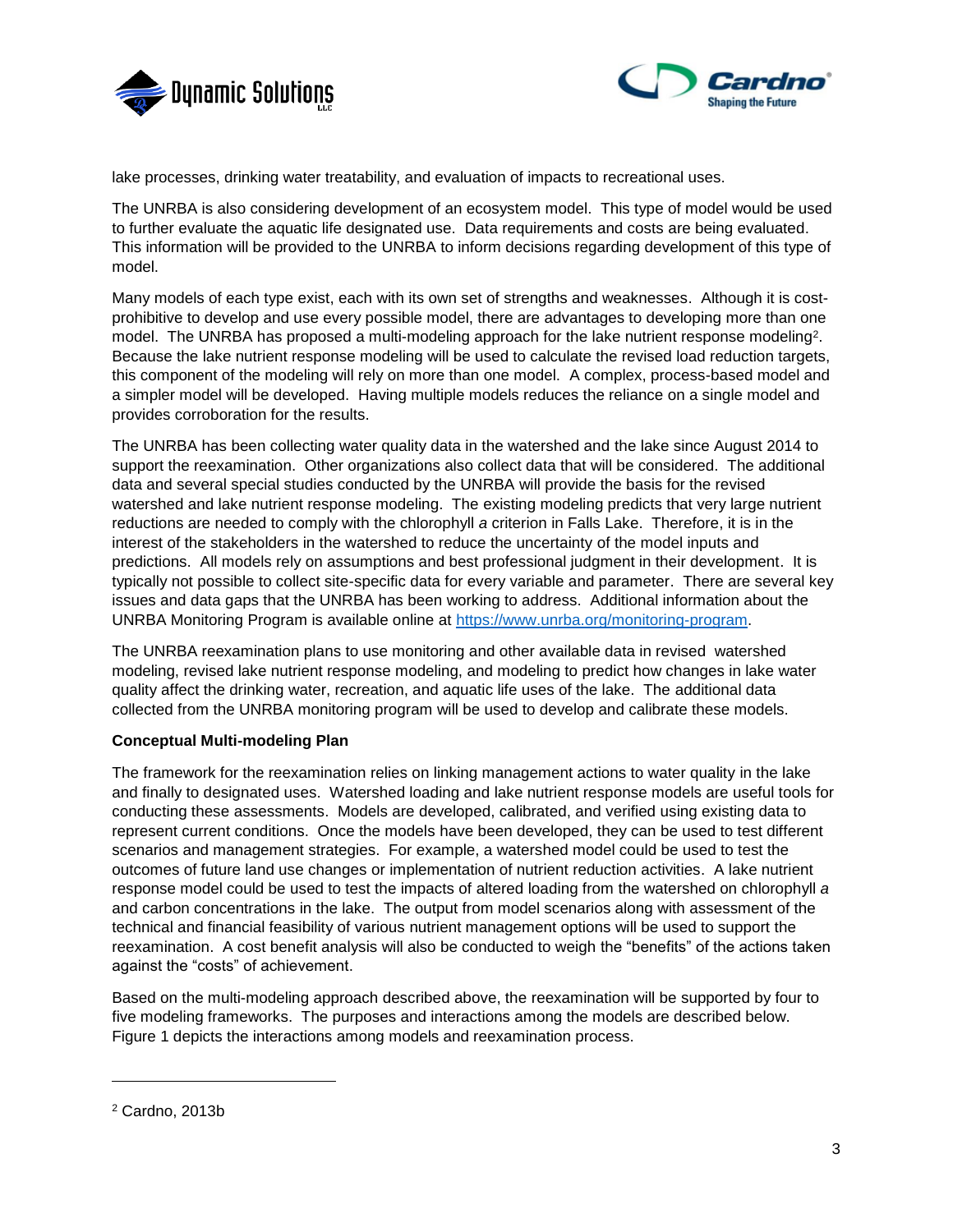lake processes, drinking water treatability, and evaluation of impacts to recreational uses.

The UNRBA is also considering development of an ecosystem model. This type of model would be used to further evaluate the aquatic life designated use. Data requirements and costs are being evaluated. This information will be provided to the UNRBA to inform decisions regarding development of this type of model.

Many models of each type exist, each with its own set of strengths and weaknesses. Although it is cost-prohibitive to develop and use every possible model, there are advantages to developing more than one model. The UNRBA has proposed a multi-modeling approach for the lake nutrient response modeling[2]. Because the lake nutrient response modeling will be used to calculate the revised load reduction targets, this component of the modeling will rely on more than one model. A complex, process-based model and a simpler model will be developed. Having multiple models reduces the reliance on a single model and provides corroboration for the results.

The UNRBA has been collecting water quality data in the watershed and the lake since August 2014 to support the reexamination. Other organizations also collect data that will be considered. The additional data and several special studies conducted by the UNRBA will provide the basis for the revised watershed and lake nutrient response modeling. The existing modeling predicts that very large nutrient reductions are needed to comply with the chlorophyll *a* criterion in Falls Lake. Therefore, it is in the interest of the stakeholders in the watershed to reduce the uncertainty of the model inputs and predictions. All models rely on assumptions and best professional judgment in their development. It is typically not possible to collect site-specific data for every variable and parameter. There are several key issues and data gaps that the UNRBA has been working to address. Additional information about the UNRBA Monitoring Program is available online at [https://www.unrba.org/monitoring-program](https://www.unrba.org/monitoring-program).

The UNRBA reexamination plans to use monitoring and other available data in revised watershed modeling, revised lake nutrient response modeling, and modeling to predict how changes in lake water quality affect the drinking water, recreation, and aquatic life uses of the lake. The additional data collected from the UNRBA monitoring program will be used to develop and calibrate these models.

**Conceptual Multi-modeling Plan**

The framework for the reexamination relies on linking management actions to water quality in the lake and finally to designated uses. Watershed loading and lake nutrient response models are useful tools for conducting these assessments. Models are developed, calibrated, and verified using existing data to represent current conditions. Once the models have been developed, they can be used to test different scenarios and management strategies. For example, a watershed model could be used to test the outcomes of future land use changes or implementation of nutrient reduction activities. A lake nutrient response model could be used to test the impacts of altered loading from the watershed on chlorophyll *a* and carbon concentrations in the lake. The output from model scenarios along with assessment of the technical and financial feasibility of various nutrient management options will be used to support the reexamination. A cost benefit analysis will also be conducted to weigh the "benefits" of the actions taken against the "costs" of achievement.

Based on the multi-modeling approach described above, the reexamination will be supported by four to five modeling frameworks. The purposes and interactions among the models are described below. Figure 1 depicts the interactions among models and reexamination process.

---

[2] Cardno, 2013b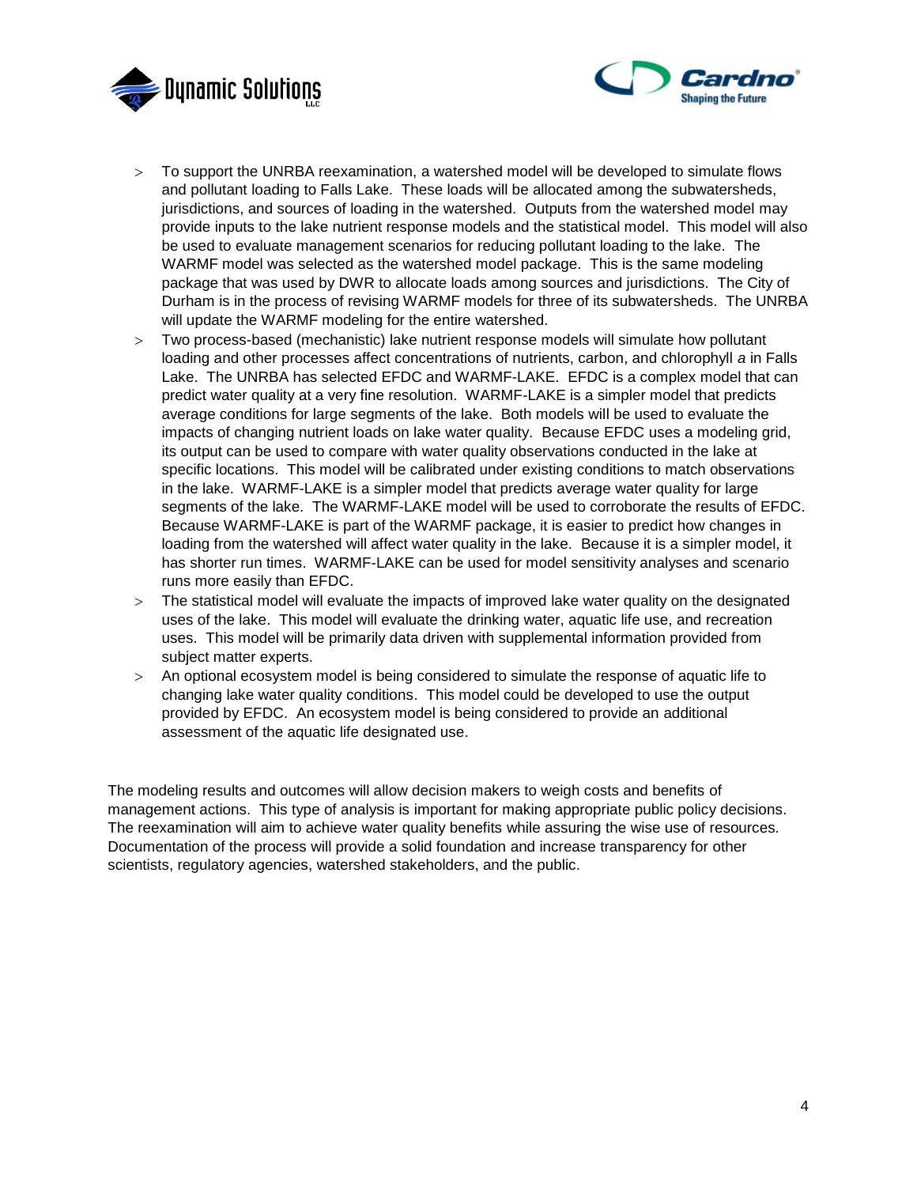- To support the UNRBA reexamination, a watershed model will be developed to simulate flows and pollutant loading to Falls Lake. These loads will be allocated among the subwatersheds, jurisdictions, and sources of loading in the watershed. Outputs from the watershed model may provide inputs to the lake nutrient response models and the statistical model. This model will also be used to evaluate management scenarios for reducing pollutant loading to the lake. The WARMF model was selected as the watershed model package. This is the same modeling package that was used by DWR to allocate loads among sources and jurisdictions. The City of Durham is in the process of revising WARMF models for three of its subwatersheds. The UNRBA will update the WARMF modeling for the entire watershed.
- Two process-based (mechanistic) lake nutrient response models will simulate how pollutant loading and other processes affect concentrations of nutrients, carbon, and chlorophyll *a* in Falls Lake. The UNRBA has selected EFDC and WARMF-LAKE. EFDC is a complex model that can predict water quality at a very fine resolution. WARMF-LAKE is a simpler model that predicts average conditions for large segments of the lake. Both models will be used to evaluate the impacts of changing nutrient loads on lake water quality. Because EFDC uses a modeling grid, its output can be used to compare with water quality observations conducted in the lake at specific locations. This model will be calibrated under existing conditions to match observations in the lake. WARMF-LAKE is a simpler model that predicts average water quality for large segments of the lake. The WARMF-LAKE model will be used to corroborate the results of EFDC. Because WARMF-LAKE is part of the WARMF package, it is easier to predict how changes in loading from the watershed will affect water quality in the lake. Because it is a simpler model, it has shorter run times. WARMF-LAKE can be used for model sensitivity analyses and scenario runs more easily than EFDC.
- The statistical model will evaluate the impacts of improved lake water quality on the designated uses of the lake. This model will evaluate the drinking water, aquatic life use, and recreation uses. This model will be primarily data driven with supplemental information provided from subject matter experts.
- An optional ecosystem model is being considered to simulate the response of aquatic life to changing lake water quality conditions. This model could be developed to use the output provided by EFDC. An ecosystem model is being considered to provide an additional assessment of the aquatic life designated use.

The modeling results and outcomes will allow decision makers to weigh costs and benefits of management actions. This type of analysis is important for making appropriate public policy decisions. The reexamination will aim to achieve water quality benefits while assuring the wise use of resources. Documentation of the process will provide a solid foundation and increase transparency for other scientists, regulatory agencies, watershed stakeholders, and the public.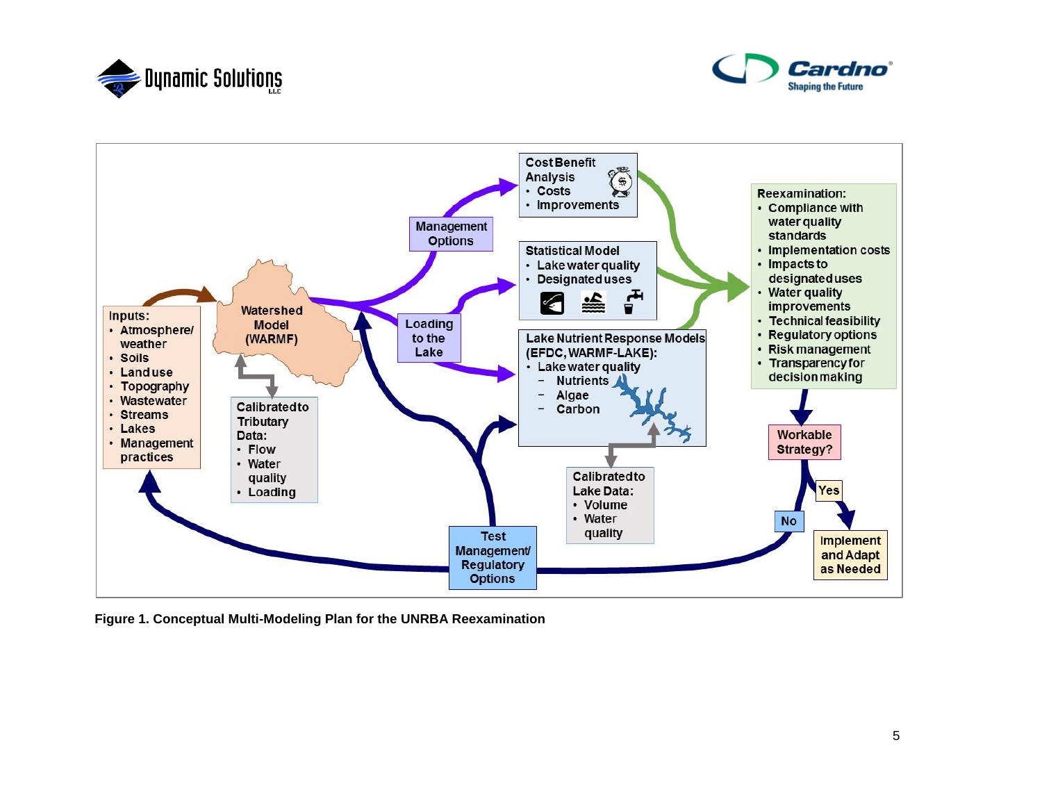**Inputs:**
- Atmosphere/ weather
- Soils
- Land use
- Topography
- Wastewater
- Streams
- Lakes
- Management practices

**Watershed Model (WARMF)**

**Calibrated to Tributary Data:**
- Flow
- Water quality
- Loading

**Management Options**

**Loading to the Lake**

**Cost Benefit Analysis**
- Costs
- Improvements

**Statistical Model**
- Lake water quality
- Designated uses

**Lake Nutrient Response Models (EFDC, WARMF-LAKE):**
- Lake water quality
  - Nutrients
  - Algae
  - Carbon

**Calibrated to Lake Data:**
- Volume
- Water quality

**Reexamination:**
- Compliance with water quality standards
- Implementation costs
- Impacts to designated uses
- Water quality improvements
- Technical feasibility
- Regulatory options
- Risk management
- Transparency for decision making

**Workable Strategy?**

**Yes** → **Implement and Adapt as Needed**

**No** → **Test Management/ Regulatory Options**

**Figure 1. Conceptual Multi-Modeling Plan for the UNRBA Reexamination**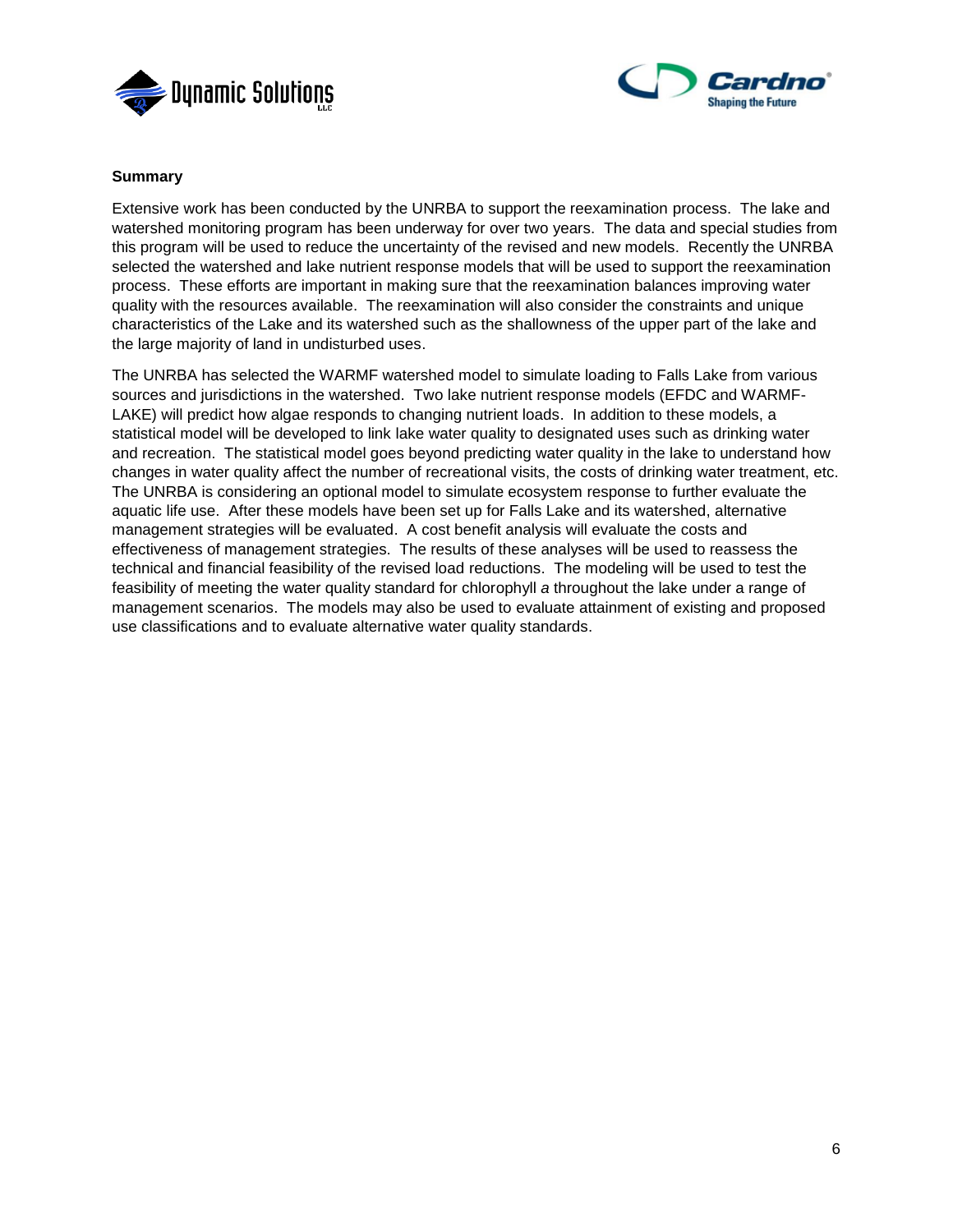**Summary**

Extensive work has been conducted by the UNRBA to support the reexamination process. The lake and watershed monitoring program has been underway for over two years. The data and special studies from this program will be used to reduce the uncertainty of the revised and new models. Recently the UNRBA selected the watershed and lake nutrient response models that will be used to support the reexamination process. These efforts are important in making sure that the reexamination balances improving water quality with the resources available. The reexamination will also consider the constraints and unique characteristics of the Lake and its watershed such as the shallowness of the upper part of the lake and the large majority of land in undisturbed uses.

The UNRBA has selected the WARMF watershed model to simulate loading to Falls Lake from various sources and jurisdictions in the watershed. Two lake nutrient response models (EFDC and WARMF-LAKE) will predict how algae responds to changing nutrient loads. In addition to these models, a statistical model will be developed to link lake water quality to designated uses such as drinking water and recreation. The statistical model goes beyond predicting water quality in the lake to understand how changes in water quality affect the number of recreational visits, the costs of drinking water treatment, etc. The UNRBA is considering an optional model to simulate ecosystem response to further evaluate the aquatic life use. After these models have been set up for Falls Lake and its watershed, alternative management strategies will be evaluated. A cost benefit analysis will evaluate the costs and effectiveness of management strategies. The results of these analyses will be used to reassess the technical and financial feasibility of the revised load reductions. The modeling will be used to test the feasibility of meeting the water quality standard for chlorophyll *a* throughout the lake under a range of management scenarios. The models may also be used to evaluate attainment of existing and proposed use classifications and to evaluate alternative water quality standards.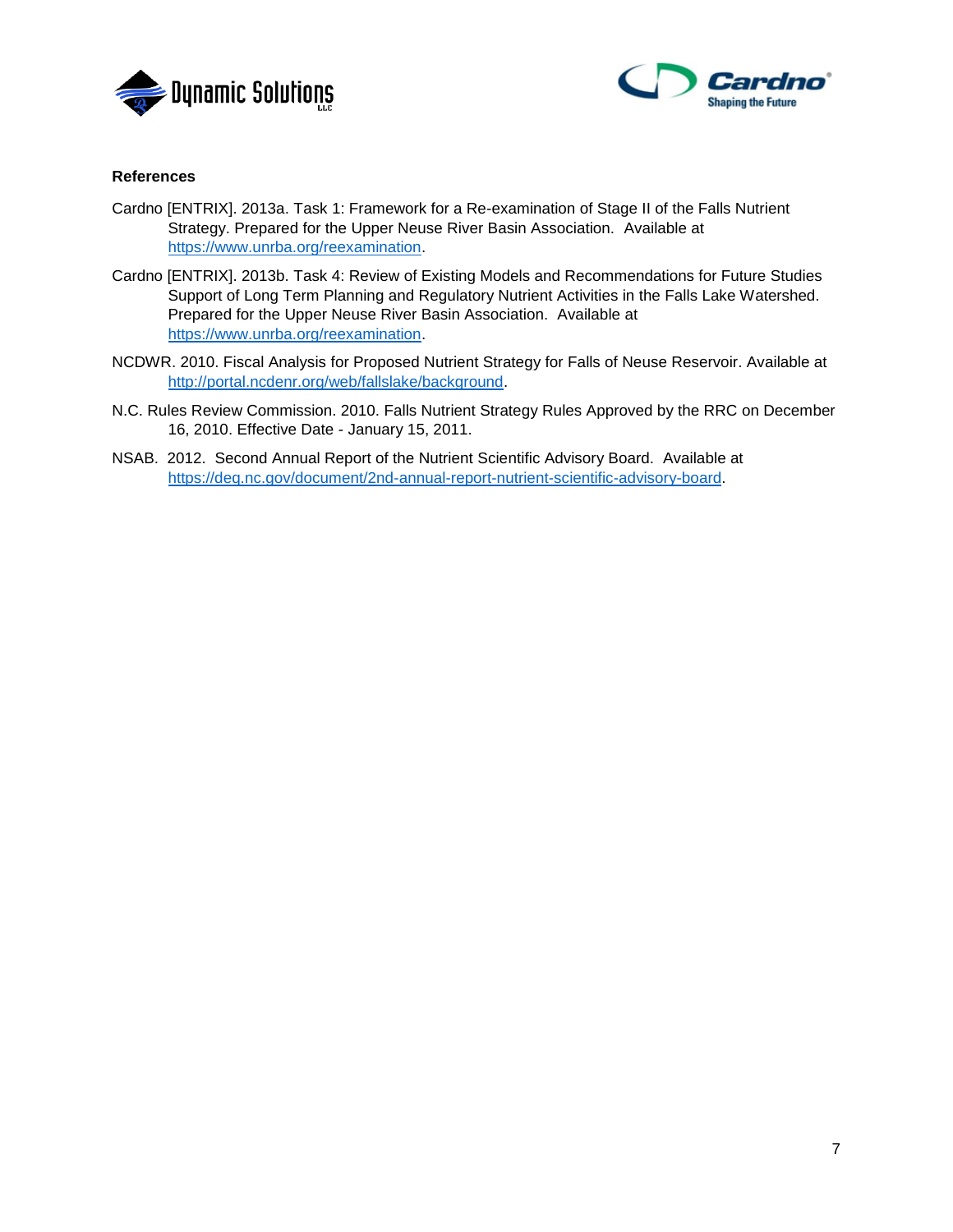**References**

Cardno [ENTRIX]. 2013a. Task 1: Framework for a Re-examination of Stage II of the Falls Nutrient Strategy. Prepared for the Upper Neuse River Basin Association. Available at https://www.unrba.org/reexamination.

Cardno [ENTRIX]. 2013b. Task 4: Review of Existing Models and Recommendations for Future Studies Support of Long Term Planning and Regulatory Nutrient Activities in the Falls Lake Watershed. Prepared for the Upper Neuse River Basin Association. Available at https://www.unrba.org/reexamination.

NCDWR. 2010. Fiscal Analysis for Proposed Nutrient Strategy for Falls of Neuse Reservoir. Available at http://portal.ncdenr.org/web/fallslake/background.

N.C. Rules Review Commission. 2010. Falls Nutrient Strategy Rules Approved by the RRC on December 16, 2010. Effective Date - January 15, 2011.

NSAB. 2012. Second Annual Report of the Nutrient Scientific Advisory Board. Available at https://deq.nc.gov/document/2nd-annual-report-nutrient-scientific-advisory-board.